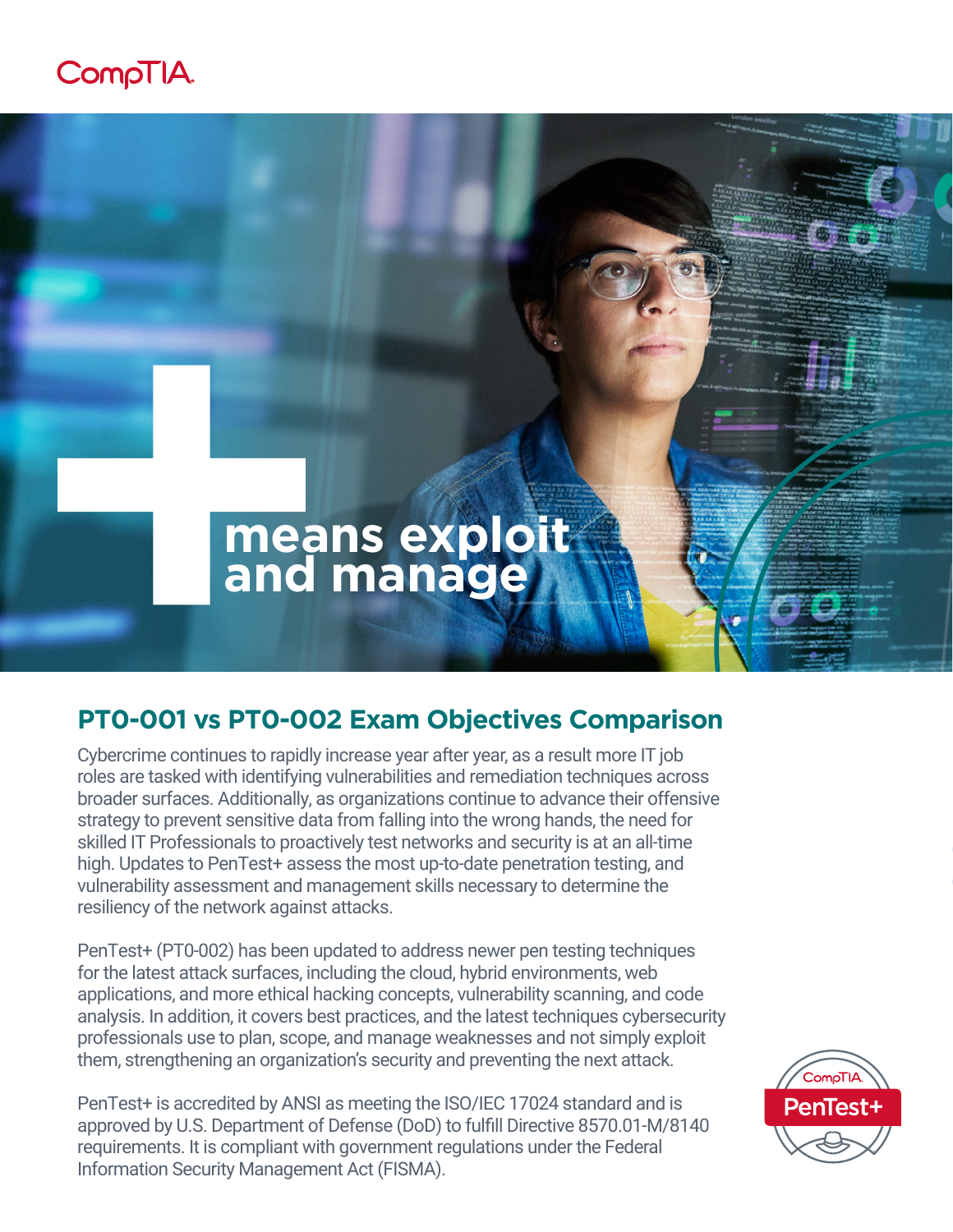CompTIA

**+ means exploit and manage**

## PT0-001 vs PT0-002 Exam Objectives Comparison

Cybercrime continues to rapidly increase year after year, as a result more IT job roles are tasked with identifying vulnerabilities and remediation techniques across broader surfaces. Additionally, as organizations continue to advance their offensive strategy to prevent sensitive data from falling into the wrong hands, the need for skilled IT Professionals to proactively test networks and security is at an all-time high. Updates to PenTest+ assess the most up-to-date penetration testing, and vulnerability assessment and management skills necessary to determine the resiliency of the network against attacks.

PenTest+ (PT0-002) has been updated to address newer pen testing techniques for the latest attack surfaces, including the cloud, hybrid environments, web applications, and more ethical hacking concepts, vulnerability scanning, and code analysis. In addition, it covers best practices, and the latest techniques cybersecurity professionals use to plan, scope, and manage weaknesses and not simply exploit them, strengthening an organization's security and preventing the next attack.

PenTest+ is accredited by ANSI as meeting the ISO/IEC 17024 standard and is approved by U.S. Department of Defense (DoD) to fulfill Directive 8570.01-M/8140 requirements. It is compliant with government regulations under the Federal Information Security Management Act (FISMA).

CompTIA PenTest+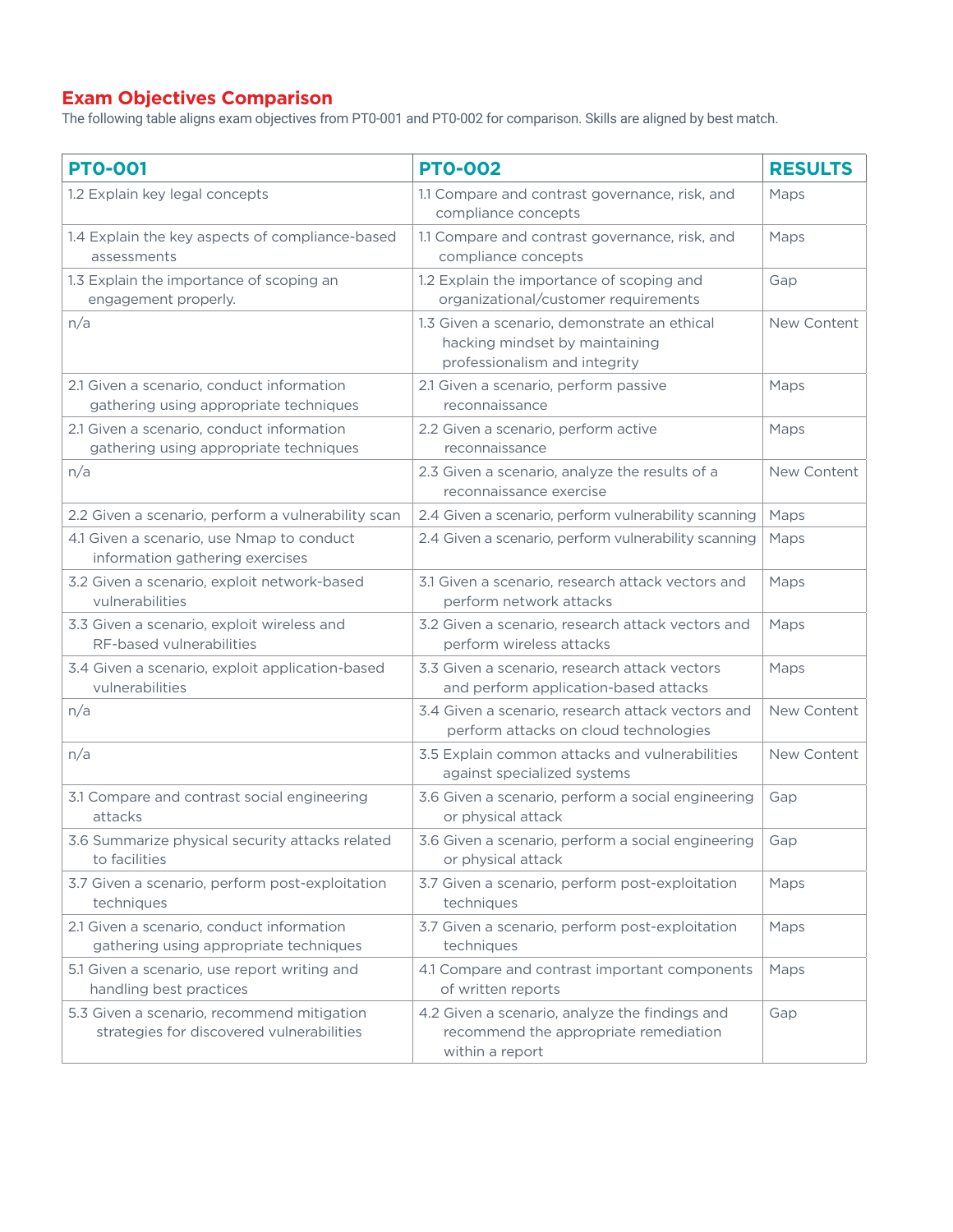## Exam Objectives Comparison

The following table aligns exam objectives from PT0-001 and PT0-002 for comparison. Skills are aligned by best match.

| PT0-001 | PT0-002 | RESULTS |
|---|---|---|
| 1.2 Explain key legal concepts | 1.1 Compare and contrast governance, risk, and compliance concepts | Maps |
| 1.4 Explain the key aspects of compliance-based assessments | 1.1 Compare and contrast governance, risk, and compliance concepts | Maps |
| 1.3 Explain the importance of scoping an engagement properly. | 1.2 Explain the importance of scoping and organizational/customer requirements | Gap |
| n/a | 1.3 Given a scenario, demonstrate an ethical hacking mindset by maintaining professionalism and integrity | New Content |
| 2.1 Given a scenario, conduct information gathering using appropriate techniques | 2.1 Given a scenario, perform passive reconnaissance | Maps |
| 2.1 Given a scenario, conduct information gathering using appropriate techniques | 2.2 Given a scenario, perform active reconnaissance | Maps |
| n/a | 2.3 Given a scenario, analyze the results of a reconnaissance exercise | New Content |
| 2.2 Given a scenario, perform a vulnerability scan | 2.4 Given a scenario, perform vulnerability scanning | Maps |
| 4.1 Given a scenario, use Nmap to conduct information gathering exercises | 2.4 Given a scenario, perform vulnerability scanning | Maps |
| 3.2 Given a scenario, exploit network-based vulnerabilities | 3.1 Given a scenario, research attack vectors and perform network attacks | Maps |
| 3.3 Given a scenario, exploit wireless and RF-based vulnerabilities | 3.2 Given a scenario, research attack vectors and perform wireless attacks | Maps |
| 3.4 Given a scenario, exploit application-based vulnerabilities | 3.3 Given a scenario, research attack vectors and perform application-based attacks | Maps |
| n/a | 3.4 Given a scenario, research attack vectors and perform attacks on cloud technologies | New Content |
| n/a | 3.5 Explain common attacks and vulnerabilities against specialized systems | New Content |
| 3.1 Compare and contrast social engineering attacks | 3.6 Given a scenario, perform a social engineering or physical attack | Gap |
| 3.6 Summarize physical security attacks related to facilities | 3.6 Given a scenario, perform a social engineering or physical attack | Gap |
| 3.7 Given a scenario, perform post-exploitation techniques | 3.7 Given a scenario, perform post-exploitation techniques | Maps |
| 2.1 Given a scenario, conduct information gathering using appropriate techniques | 3.7 Given a scenario, perform post-exploitation techniques | Maps |
| 5.1 Given a scenario, use report writing and handling best practices | 4.1 Compare and contrast important components of written reports | Maps |
| 5.3 Given a scenario, recommend mitigation strategies for discovered vulnerabilities | 4.2 Given a scenario, analyze the findings and recommend the appropriate remediation within a report | Gap |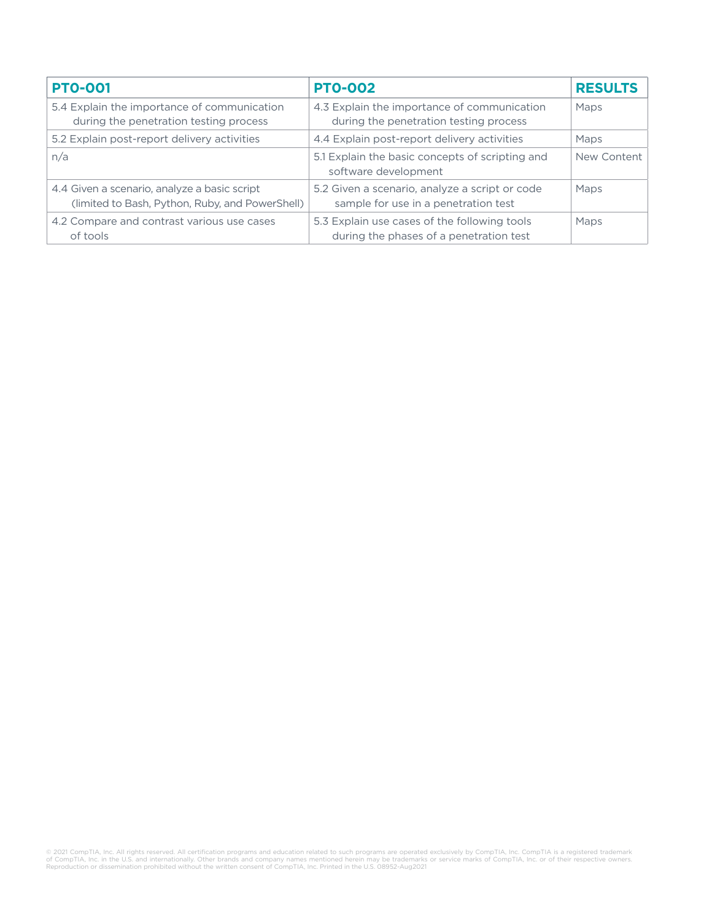| PT0-001 | PT0-002 | RESULTS |
|---|---|---|
| 5.4 Explain the importance of communication during the penetration testing process | 4.3 Explain the importance of communication during the penetration testing process | Maps |
| 5.2 Explain post-report delivery activities | 4.4 Explain post-report delivery activities | Maps |
| n/a | 5.1 Explain the basic concepts of scripting and software development | New Content |
| 4.4 Given a scenario, analyze a basic script (limited to Bash, Python, Ruby, and PowerShell) | 5.2 Given a scenario, analyze a script or code sample for use in a penetration test | Maps |
| 4.2 Compare and contrast various use cases of tools | 5.3 Explain use cases of the following tools during the phases of a penetration test | Maps |

© 2021 CompTIA, Inc. All rights reserved. All certification programs and education related to such programs are operated exclusively by CompTIA, Inc. CompTIA is a registered trademark of CompTIA, Inc. in the U.S. and internationally. Other brands and company names mentioned herein may be trademarks or service marks of CompTIA, Inc. or of their respective owners. Reproduction or dissemination prohibited without the written consent of CompTIA, Inc. Printed in the U.S. 08952-Aug2021